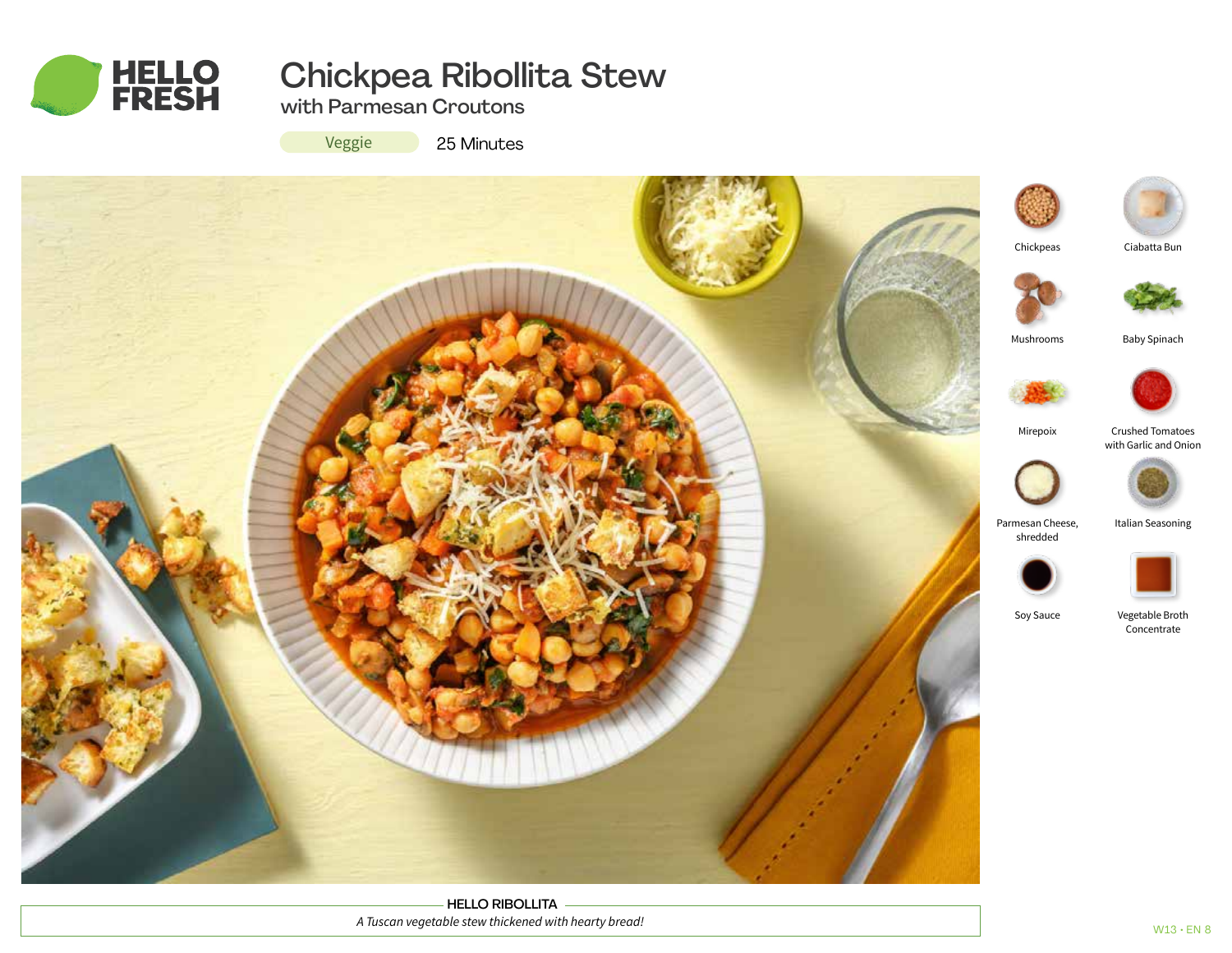HELLO FRESH

# Chickpea Ribollita Stew

## with Parmesan Croutons

Veggie | 25 Minutes

- Chickpeas
- Ciabatta Bun
- Mushrooms
- Baby Spinach
- Mirepoix
- Crushed Tomatoes with Garlic and Onion
- Parmesan Cheese, shredded
- Italian Seasoning
- Soy Sauce
- Vegetable Broth Concentrate

**HELLO RIBOLLITA**

*A Tuscan vegetable stew thickened with hearty bread!*

W13 • EN 8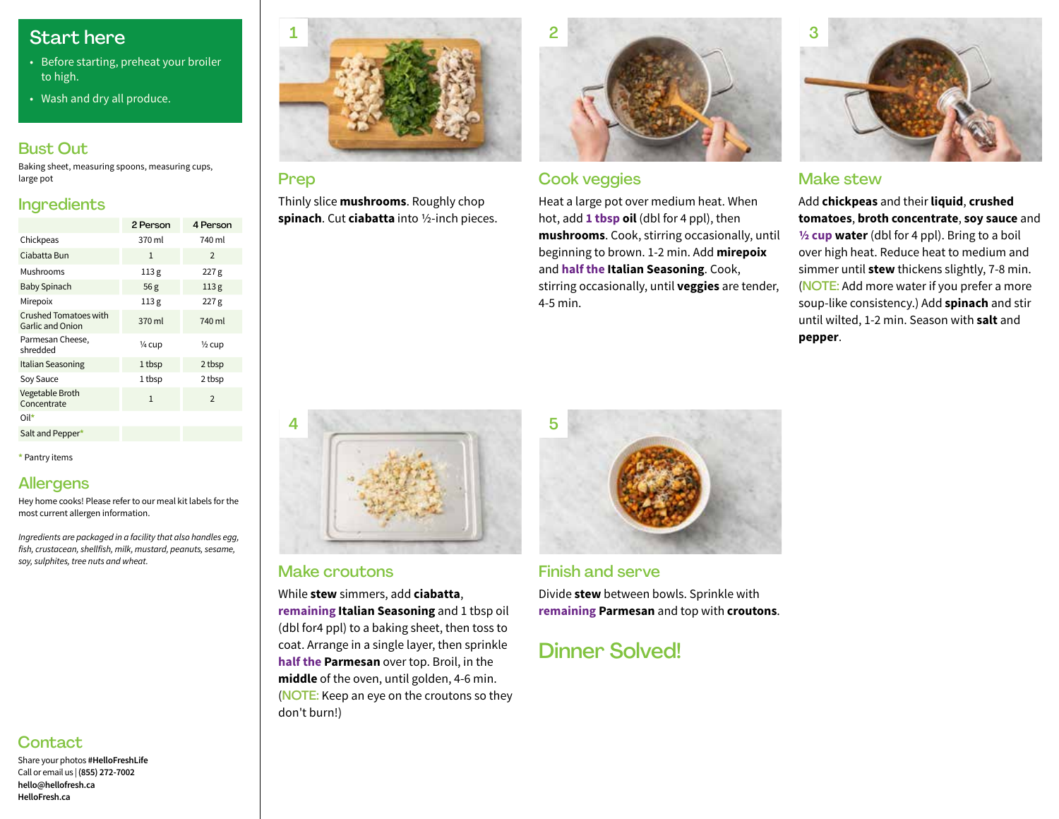## Start here

- Before starting, preheat your broiler to high.
- Wash and dry all produce.

## Bust Out

Baking sheet, measuring spoons, measuring cups, large pot

## Ingredients

| | 2 Person | 4 Person |
|---|---|---|
| Chickpeas | 370 ml | 740 ml |
| Ciabatta Bun | 1 | 2 |
| Mushrooms | 113 g | 227 g |
| Baby Spinach | 56 g | 113 g |
| Mirepoix | 113 g | 227 g |
| Crushed Tomatoes with Garlic and Onion | 370 ml | 740 ml |
| Parmesan Cheese, shredded | ¼ cup | ½ cup |
| Italian Seasoning | 1 tbsp | 2 tbsp |
| Soy Sauce | 1 tbsp | 2 tbsp |
| Vegetable Broth Concentrate | 1 | 2 |
| Oil* | | |
| Salt and Pepper* | | |

\* Pantry items

## Allergens

Hey home cooks! Please refer to our meal kit labels for the most current allergen information.

*Ingredients are packaged in a facility that also handles egg, fish, crustacean, shellfish, milk, mustard, peanuts, sesame, soy, sulphites, tree nuts and wheat.*

## Contact

Share your photos **#HelloFreshLife**
Call or email us | **(855) 272-7002**
**hello@hellofresh.ca**
**HelloFresh.ca**

### 1 Prep

Thinly slice **mushrooms**. Roughly chop **spinach**. Cut **ciabatta** into ½-inch pieces.

### 2 Cook veggies

Heat a large pot over medium heat. When hot, add **1 tbsp oil** (dbl for 4 ppl), then **mushrooms**. Cook, stirring occasionally, until beginning to brown. 1-2 min. Add **mirepoix** and **half the Italian Seasoning**. Cook, stirring occasionally, until **veggies** are tender, 4-5 min.

### 3 Make stew

Add **chickpeas** and their **liquid**, **crushed tomatoes**, **broth concentrate**, **soy sauce** and **½ cup water** (dbl for 4 ppl). Bring to a boil over high heat. Reduce heat to medium and simmer until **stew** thickens slightly, 7-8 min. (NOTE: Add more water if you prefer a more soup-like consistency.) Add **spinach** and stir until wilted, 1-2 min. Season with **salt** and **pepper**.

### 4 Make croutons

While **stew** simmers, add **ciabatta**, **remaining Italian Seasoning** and 1 tbsp oil (dbl for4 ppl) to a baking sheet, then toss to coat. Arrange in a single layer, then sprinkle **half the Parmesan** over top. Broil, in the **middle** of the oven, until golden, 4-6 min. (NOTE: Keep an eye on the croutons so they don't burn!)

### 5 Finish and serve

Divide **stew** between bowls. Sprinkle with **remaining Parmesan** and top with **croutons**.

## Dinner Solved!